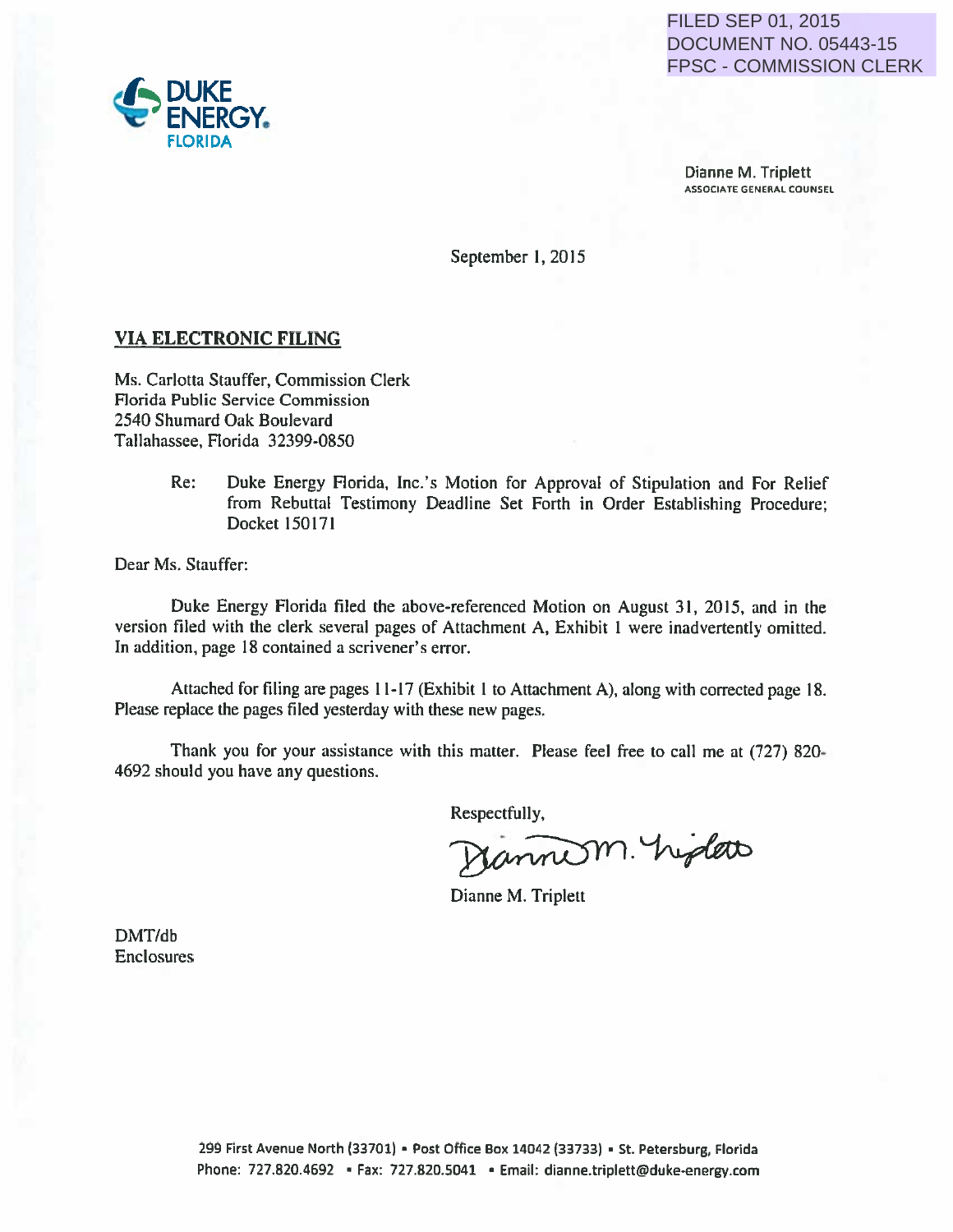FILED SEP 01, 2015
DOCUMENT NO. 05443-15
FPSC - COMMISSION CLERK

DUKE ENERGY.
FLORIDA

Dianne M. Triplett
ASSOCIATE GENERAL COUNSEL

September 1, 2015

**VIA ELECTRONIC FILING**

Ms. Carlotta Stauffer, Commission Clerk
Florida Public Service Commission
2540 Shumard Oak Boulevard
Tallahassee, Florida 32399-0850

Re: Duke Energy Florida, Inc.'s Motion for Approval of Stipulation and For Relief from Rebuttal Testimony Deadline Set Forth in Order Establishing Procedure; Docket 150171

Dear Ms. Stauffer:

Duke Energy Florida filed the above-referenced Motion on August 31, 2015, and in the version filed with the clerk several pages of Attachment A, Exhibit 1 were inadvertently omitted. In addition, page 18 contained a scrivener's error.

Attached for filing are pages 11-17 (Exhibit 1 to Attachment A), along with corrected page 18. Please replace the pages filed yesterday with these new pages.

Thank you for your assistance with this matter. Please feel free to call me at (727) 820-4692 should you have any questions.

Respectfully,

Dianne M. Triplett

DMT/db
Enclosures

299 First Avenue North (33701) • Post Office Box 14042 (33733) • St. Petersburg, Florida
Phone: 727.820.4692 • Fax: 727.820.5041 • Email: dianne.triplett@duke-energy.com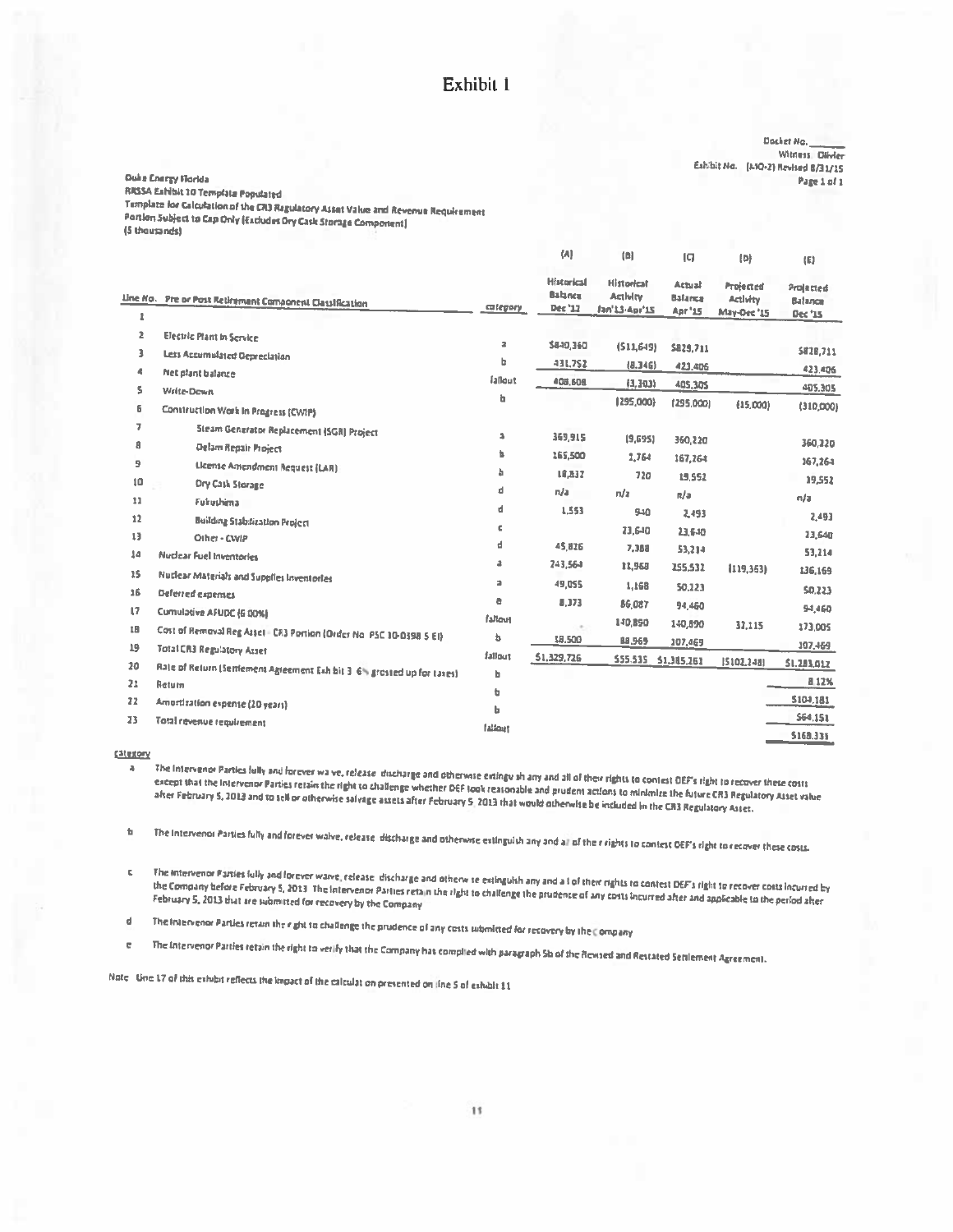# Exhibit 1

Docket No. ______
Witness: Olivier
Exhibit No. (MO-2) Revised 8/31/15
Page 1 of 1

Duke Energy Florida
RRSSA Exhibit 10 Template Populated
Template for Calculation of the CR3 Regulatory Asset Value and Revenue Requirement
Portion Subject to Cap Only (Excludes Dry Cask Storage Component)
($ thousands)

| Line No. | Pre or Post Retirement Component Classification | category | (A) Historical Balance Dec '13 | (B) Historical Activity Jan'13-Apr'15 | (C) Actual Balance Apr '15 | (D) Projected Activity May-Dec '15 | (E) Projected Balance Dec '15 |
|---|---|---|---|---|---|---|---|
| 1 | | | | | | | |
| 2 | Electric Plant in Service | a | $840,360 | (511,649) | $829,711 | | $828,711 |
| 3 | Less Accumulated Depreciation | b | 431,752 | (8,346) | 423,406 | | 423,406 |
| 4 | Net plant balance | fallout | 408,608 | (3,303) | 405,305 | | 405,305 |
| 5 | Write-Down | b | | (295,000) | (295,000) | (15,000) | (310,000) |
| 6 | Construction Work in Progress (CWIP) | | | | | | |
| 7 | Steam Generator Replacement (SGR) Project | a | 369,915 | (9,695) | 360,220 | | 360,220 |
| 8 | Delam Repair Project | b | 165,500 | 1,764 | 167,264 | | 167,264 |
| 9 | License Amendment Request (LAR) | b | 18,837 | 720 | 19,552 | | 19,552 |
| 10 | Dry Cask Storage | d | n/a | n/a | n/a | | n/a |
| 11 | Fukushima | d | 1,553 | 940 | 2,493 | | 2,493 |
| 12 | Building Stabilization Project | c | | 23,640 | 23,640 | | 23,640 |
| 13 | Other - CWIP | d | 45,826 | 7,388 | 53,214 | | 53,214 |
| 14 | Nuclear Fuel Inventories | a | 243,564 | 11,968 | 255,532 | (119,363) | 136,169 |
| 15 | Nuclear Materials and Supplies Inventories | a | 49,055 | 1,168 | 50,223 | | 50,223 |
| 16 | Deferred expenses | e | 8,373 | 86,087 | 94,460 | | 94,460 |
| 17 | Cumulative AFUDC (6.00%) | fallout | - | 140,890 | 140,890 | 32,115 | 173,005 |
| 18 | Cost of Removal Reg Asset - CR3 Portion (Order No. PSC 10-0398 S EI) | b | 18,500 | 88,969 | 107,469 | | 107,469 |
| 19 | Total CR3 Regulatory Asset | fallout | $1,329,726 | $55,535 | $1,385,261 | ($102,248) | $1,283,012 |
| 20 | Rate of Return (Settlement Agreement Exhibit 3 6% grossed up for taxes) | b | | | | | 8.12% |
| 21 | Return | b | | | | | $104,181 |
| 22 | Amortization expense (20 years) | b | | | | | $64,151 |
| 23 | Total revenue requirement | fallout | | | | | $168,331 |

Category

a The Intervenor Parties fully and forever waive, release, discharge and otherwise extinguish any and all of their rights to contest DEF's right to recover these costs except that the Intervenor Parties retain the right to challenge whether DEF took reasonable and prudent actions to minimize the future CR3 Regulatory Asset value after February 5, 2013 and to sell or otherwise salvage assets after February 5, 2013 that would otherwise be included in the CR3 Regulatory Asset.

b The Intervenor Parties fully and forever waive, release, discharge and otherwise extinguish any and all of their rights to contest DEF's right to recover these costs.

c The Intervenor Parties fully and forever waive, release, discharge and otherwise extinguish any and all of their rights to contest DEF's right to recover costs incurred by the Company before February 5, 2013. The Intervenor Parties retain the right to challenge the prudence of any costs incurred after and applicable to the period after February 5, 2013 that are submitted for recovery by the Company.

d The Intervenor Parties retain the right to challenge the prudence of any costs submitted for recovery by the Company.

e The Intervenor Parties retain the right to verify that the Company has complied with paragraph 5b of the Revised and Restated Settlement Agreement.

Note: Line 17 of this exhibit reflects the impact of the calculation presented on line 5 of exhibit 11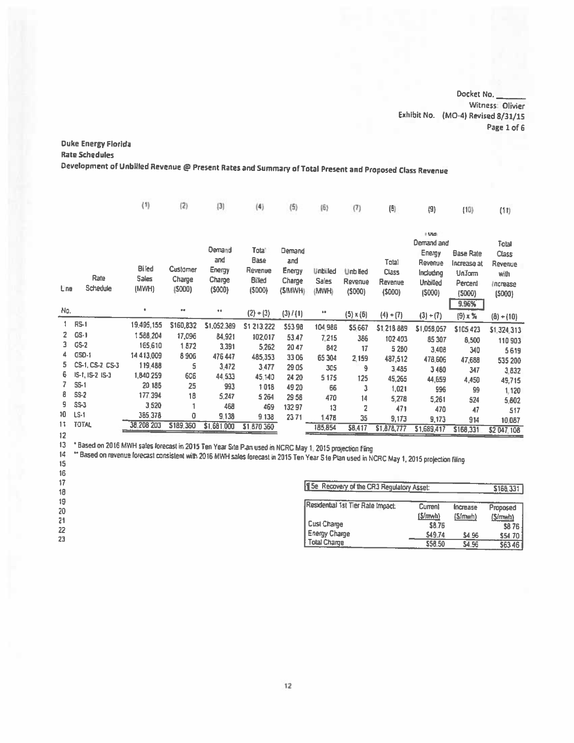Docket No. \_\_\_\_\_\_
Witness: Olivier
Exhibit No. (MO-4) Revised 8/31/15
Page 1 of 6

**Duke Energy Florida**
**Rate Schedules**
**Development of Unbilled Revenue @ Present Rates and Summary of Total Present and Proposed Class Revenue**

| | | (1) | (2) | (3) | (4) | (5) | (6) | (7) | (8) | (9) | (10) | (11) |
|---|---|---|---|---|---|---|---|---|---|---|---|---|
| Line No. | Rate Schedule | Billed Sales (MWH) | Customer Charge ($000) | Demand and Energy Charge ($000) | Total Base Revenue Billed ($000) | Demand and Energy Charge ($/MWH) | Unbilled Sales (MWH) | Unbilled Revenue ($000) | Total Class Revenue ($000) | Total Demand and Energy Revenue Including Unbilled ($000) | Base Rate Increase at Uniform Percent ($000) | Total Class Revenue with Increase ($000) |
| | | * | ** | ** | (2) + (3) | (3) / (1) | ** | (5) x (6) | (4) + (7) | (3) + (7) | 9.96%<br>(9) x % | (8) + (10) |
| 1 | RS-1 | 19,495,155 | $160,832 | $1,052,389 | $1,213,222 | $53.98 | 104,986 | $5,667 | $1,218,889 | $1,058,057 | $105,423 | $1,324,313 |
| 2 | GS-1 | 1,588,204 | 17,096 | 84,921 | 102,017 | 53.47 | 7,215 | 386 | 102,403 | 85,307 | 8,500 | 110,903 |
| 3 | GS-2 | 165,610 | 1,872 | 3,391 | 5,262 | 20.47 | 842 | 17 | 5,280 | 3,408 | 340 | 5,619 |
| 4 | GSD-1 | 14,413,009 | 8,906 | 476,447 | 485,353 | 33.06 | 65,304 | 2,159 | 487,512 | 478,606 | 47,688 | 535,200 |
| 5 | CS-1, CS-2, CS-3 | 119,488 | 5 | 3,472 | 3,477 | 29.05 | 305 | 9 | 3,485 | 3,480 | 347 | 3,832 |
| 6 | IS-1, IS-2, IS-3 | 1,840,259 | 606 | 44,533 | 45,140 | 24.20 | 5,175 | 125 | 45,265 | 44,659 | 4,450 | 49,715 |
| 7 | SS-1 | 20,186 | 25 | 993 | 1,018 | 49.20 | 66 | 3 | 1,021 | 996 | 99 | 1,120 |
| 8 | SS-2 | 177,394 | 18 | 5,247 | 5,264 | 29.58 | 470 | 14 | 5,278 | 5,261 | 524 | 5,802 |
| 9 | SS-3 | 3,520 | 1 | 468 | 469 | 132.97 | 13 | 2 | 471 | 470 | 47 | 517 |
| 10 | LS-1 | 385,378 | 0 | 9,138 | 9,138 | 23.71 | 1,478 | 35 | 9,173 | 9,173 | 914 | 10,087 |
| 11 | TOTAL | 38,208,203 | $189,360 | $1,681,000 | $1,870,360 | | 185,854 | $8,417 | $1,878,777 | $1,689,417 | $168,331 | $2,047,108 |

12
13 * Based on 2016 MWH sales forecast in 2015 Ten Year Site Plan used in NCRC May 1, 2015 projection Filing
14 ** Based on revenue forecast consistent with 2016 MWH sales forecast in 2015 Ten Year Site Plan used in NCRC May 1, 2015 projection filing
15
16
17
18
19
20
21
22
23

| 15e Recovery of the CR3 Regulatory Asset: | | | $168,331 |
|---|---|---|---|
| **Residential 1st Tier Rate Impact:** | **Current ($/mwh)** | **Increase ($/mwh)** | **Proposed ($/mwh)** |
| Cust Charge | $8.76 | | $8.76 |
| Energy Charge | $49.74 | $4.96 | $54.70 |
| Total Charge | $58.50 | $4.96 | $63.46 |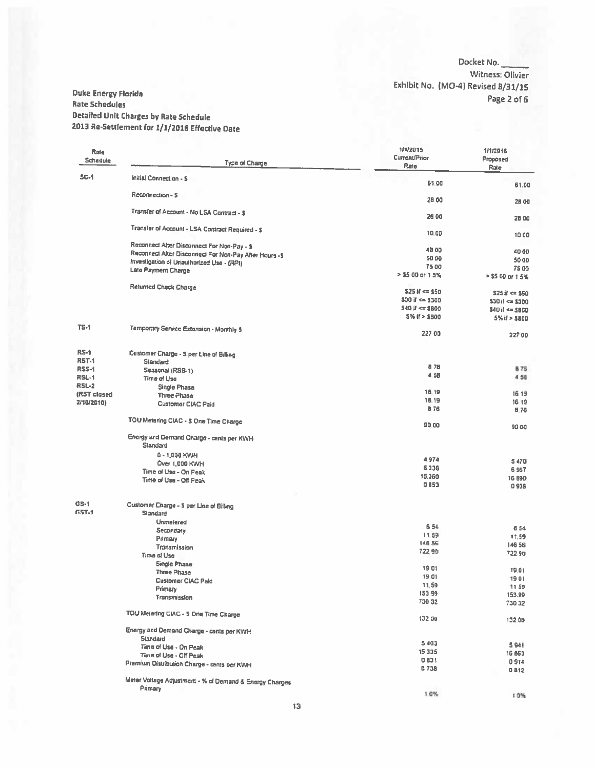Docket No. \_\_\_\_\_
Witness: Olivier
Exhibit No. (MO-4) Revised 8/31/15
Page 2 of 6

**Duke Energy Florida**
**Rate Schedules**
**Detailed Unit Charges by Rate Schedule**
**2013 Re-Settlement for 1/1/2016 Effective Date**

| Rate Schedule | Type of Charge | 1/1/2015 Current/Prior Rate | 1/1/2016 Proposed Rate |
|---|---|---|---|
| SC-1 | Initial Connection - $ | 61.00 | 61.00 |
| | Reconnection - $ | 28.00 | 28.00 |
| | Transfer of Account - No LSA Contract - $ | 28.00 | 28.00 |
| | Transfer of Account - LSA Contract Required - $ | 10.00 | 10.00 |
| | Reconnect After Disconnect For Non-Pay - $ | 40.00 | 40.00 |
| | Reconnect After Disconnect For Non-Pay After Hours - $ | 50.00 | 50.00 |
| | Investigation of Unauthorized Use - (RPI) | 75.00 | 75.00 |
| | Late Payment Charge | > $5.00 or 1.5% | > $5.00 or 1.5% |
| | Returned Check Charge | $25 if <= $50 | $25 if <= $50 |
| | | $30 if <= $300 | $30 if <= $300 |
| | | $40 if <= $800 | $40 if <= $800 |
| | | 5% if > $800 | 5% if > $800 |
| TS-1 | Temporary Service Extension - Monthly $ | 227.00 | 227.00 |
| RS-1 | Customer Charge - $ per Line of Billing | | |
| RST-1 | Standard | 8.76 | 8.76 |
| RSS-1 | Seasonal (RSS-1) | 4.58 | 4.58 |
| RSL-1 | Time of Use | | |
| RSL-2 | Single Phase | 16.19 | 16.19 |
| (RST closed | Three Phase | 16.19 | 16.19 |
| 2/10/2010) | Customer CIAC Paid | 8.76 | 8.76 |
| | TOU Metering CIAC - $ One Time Charge | 90.00 | 90.00 |
| | Energy and Demand Charge - cents per KWH | | |
| | Standard | | |
| | 0 - 1,000 KWH | 4.974 | 5.470 |
| | Over 1,000 KWH | 6.336 | 6.967 |
| | Time of Use - On Peak | 15.360 | 16.890 |
| | Time of Use - Off Peak | 0.853 | 0.938 |
| GS-1 | Customer Charge - $ per Line of Billing | | |
| GST-1 | Standard | | |
| | Unmetered | 6.54 | 6.54 |
| | Secondary | 11.59 | 11.59 |
| | Primary | 146.56 | 146.56 |
| | Transmission | 722.90 | 722.90 |
| | Time of Use | | |
| | Single Phase | 19.01 | 19.01 |
| | Three Phase | 19.01 | 19.01 |
| | Customer CIAC Paid | 11.59 | 11.59 |
| | Primary | 153.99 | 153.99 |
| | Transmission | 730.32 | 730.32 |
| | TOU Metering CIAC - $ One Time Charge | 132.00 | 132.00 |
| | Energy and Demand Charge - cents per KWH | | |
| | Standard | 5.403 | 5.941 |
| | Time of Use - On Peak | 15.335 | 16.863 |
| | Time of Use - Off Peak | 0.831 | 0.914 |
| | Premium Distribution Charge - cents per KWH | 0.738 | 0.812 |
| | Meter Voltage Adjustment - % of Demand & Energy Charges | | |
| | Primary | 1.0% | 1.0% |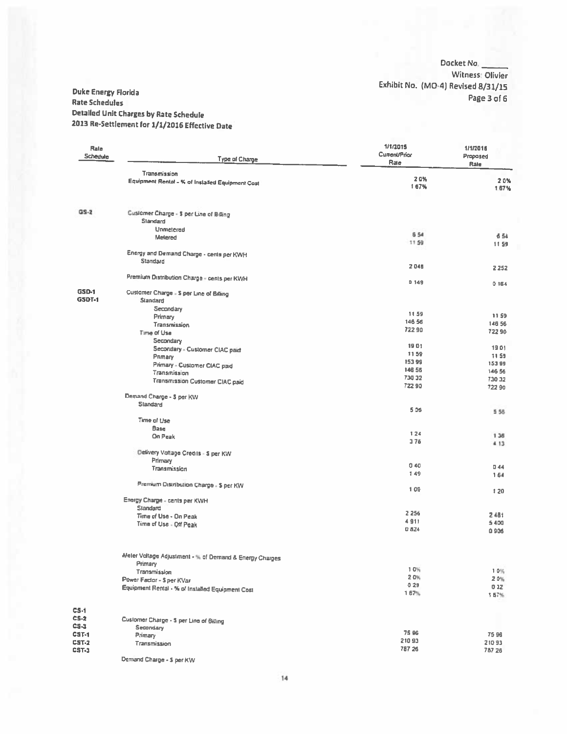Docket No. ______
Witness: Olivier
Exhibit No. (MO-4) Revised 8/31/15

**Duke Energy Florida**
**Rate Schedules**
**Detailed Unit Charges by Rate Schedule**
**2013 Re-Settlement for 1/1/2016 Effective Date**

| Rate Schedule | Type of Charge | 1/1/2015 Current/Prior Rate | 1/1/2016 Proposed Rate |
|---|---|---|---|
| | Transmission | 2.0% | 2.0% |
| | Equipment Rental - % of Installed Equipment Cost | 1.67% | 1.67% |
| GS-2 | Customer Charge - $ per Line of Billing | | |
| | Standard | | |
| | Unmetered | 6.54 | 6.54 |
| | Metered | 11.59 | 11.59 |
| | Energy and Demand Charge - cents per KWH | | |
| | Standard | 2.048 | 2.252 |
| | Premium Distribution Charge - cents per KWH | 0.149 | 0.164 |
| GSD-1<br>GSDT-1 | Customer Charge - $ per Line of Billing | | |
| | Standard | | |
| | Secondary | 11.59 | 11.59 |
| | Primary | 146.56 | 146.56 |
| | Transmission | 722.90 | 722.90 |
| | Time of Use | | |
| | Secondary | 19.01 | 19.01 |
| | Secondary - Customer CIAC paid | 11.59 | 11.59 |
| | Primary | 153.99 | 153.99 |
| | Primary - Customer CIAC paid | 146.56 | 146.56 |
| | Transmission | 730.32 | 730.32 |
| | Transmission Customer CIAC paid | 722.90 | 722.90 |
| | Demand Charge - $ per KW | | |
| | Standard | 5.06 | 5.56 |
| | Time of Use | | |
| | Base | 1.24 | 1.36 |
| | On Peak | 3.76 | 4.13 |
| | Delivery Voltage Credits - $ per KW | | |
| | Primary | 0.40 | 0.44 |
| | Transmission | 1.49 | 1.64 |
| | Premium Distribution Charge - $ per KW | 1.09 | 1.20 |
| | Energy Charge - cents per KWH | | |
| | Standard | 2.256 | 2.481 |
| | Time of Use - On Peak | 4.911 | 5.400 |
| | Time of Use - Off Peak | 0.824 | 0.906 |
| | Meter Voltage Adjustment - % of Demand & Energy Charges | | |
| | Primary | 1.0% | 1.0% |
| | Transmission | 2.0% | 2.0% |
| | Power Factor - $ per KVar | 0.29 | 0.32 |
| | Equipment Rental - % of Installed Equipment Cost | 1.67% | 1.67% |
| CS-1<br>CS-2<br>CS-3<br>CST-1<br>CST-2<br>CST-3 | Customer Charge - $ per Line of Billing | | |
| | Secondary | 75.98 | 75.98 |
| | Primary | 210.93 | 210.93 |
| | Transmission | 787.26 | 787.26 |
| | Demand Charge - $ per KW | | |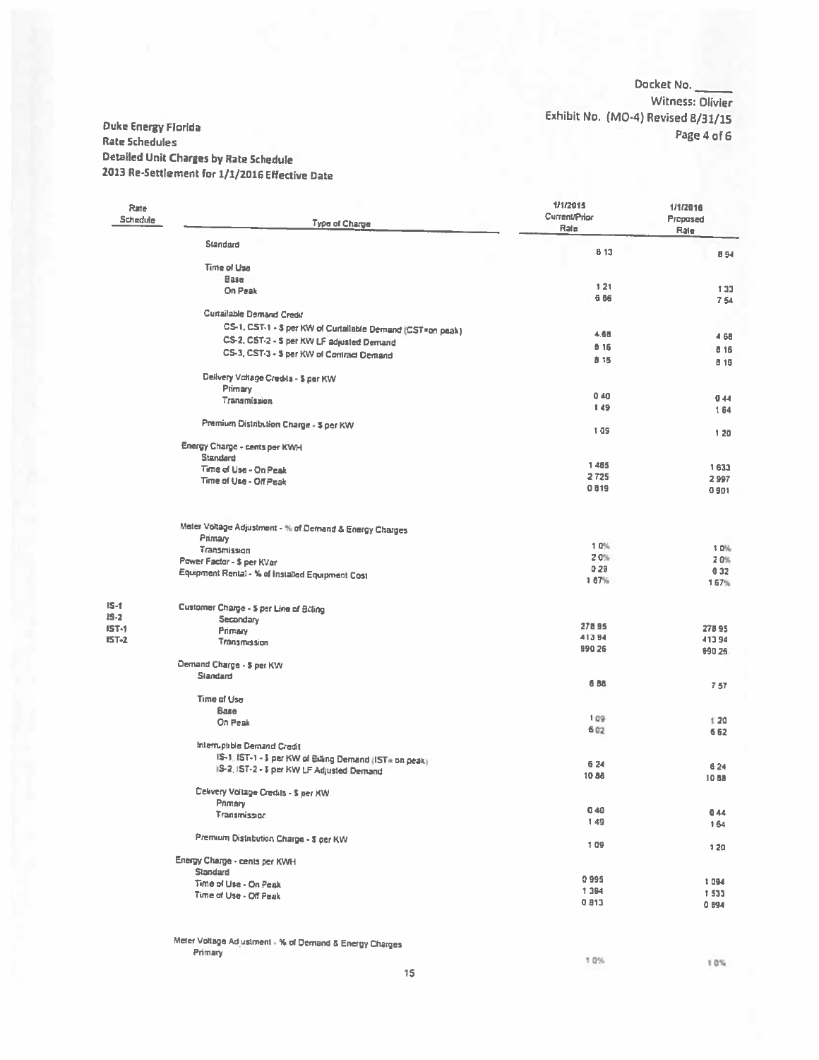Docket No. \_\_\_\_\_\_
Witness: Olivier
Exhibit No. (MO-4) Revised 8/31/15

**Duke Energy Florida**
**Rate Schedules**
**Detailed Unit Charges by Rate Schedule**
**2013 Re-Settlement for 1/1/2016 Effective Date**

| Rate Schedule | Type of Charge | 1/1/2015 Current/Prior Rate | 1/1/2016 Proposed Rate |
|---|---|---|---|
| | Standard | 8.13 | 8.94 |
| | Time of Use | | |
| | Base | 1.21 | 1.33 |
| | On Peak | 6.86 | 7.54 |
| | Curtailable Demand Credit | | |
| | CS-1, CST-1 - $ per KW of Curtailable Demand (CST=on peak) | 4.68 | 4.68 |
| | CS-2, CST-2 - $ per KW LF adjusted Demand | 8.16 | 8.16 |
| | CS-3, CST-3 - $ per KW of Contract Demand | 8.16 | 8.16 |
| | Delivery Voltage Credits - $ per KW | | |
| | Primary | 0.40 | 0.44 |
| | Transmission | 1.49 | 1.64 |
| | Premium Distribution Charge - $ per KW | 1.05 | 1.20 |
| | Energy Charge - cents per KWH | | |
| | Standard | 1.485 | 1.633 |
| | Time of Use - On Peak | 2.725 | 2.997 |
| | Time of Use - Off Peak | 0.819 | 0.901 |
| | Meter Voltage Adjustment - % of Demand & Energy Charges | | |
| | Primary | 1.0% | 1.0% |
| | Transmission | 2.0% | 2.0% |
| | Power Factor - $ per KVar | 0.29 | 0.32 |
| | Equipment Rental - % of Installed Equipment Cost | 1.67% | 1.67% |
| IS-1 | Customer Charge - $ per Line of Billing | | |
| IS-2 | Secondary | 278.95 | 278.95 |
| IST-1 | Primary | 413.94 | 413.94 |
| IST-2 | Transmission | 990.26 | 990.26 |
| | Demand Charge - $ per KW | | |
| | Standard | 6.88 | 7.57 |
| | Time of Use | | |
| | Base | 1.09 | 1.20 |
| | On Peak | 6.02 | 6.62 |
| | Interruptible Demand Credit | | |
| | IS-1, IST-1 - $ per KW of Billing Demand (IST= on peak) | 6.24 | 6.24 |
| | IS-2, IST-2 - $ per KW LF Adjusted Demand | 10.88 | 10.88 |
| | Delivery Voltage Credits - $ per KW | | |
| | Primary | 0.40 | 0.44 |
| | Transmission | 1.49 | 1.64 |
| | Premium Distribution Charge - $ per KW | 1.09 | 1.20 |
| | Energy Charge - cents per KWH | | |
| | Standard | 0.995 | 1.094 |
| | Time of Use - On Peak | 1.394 | 1.533 |
| | Time of Use - Off Peak | 0.813 | 0.894 |
| | Meter Voltage Adjustment - % of Demand & Energy Charges | | |
| | Primary | 1.0% | 1.0% |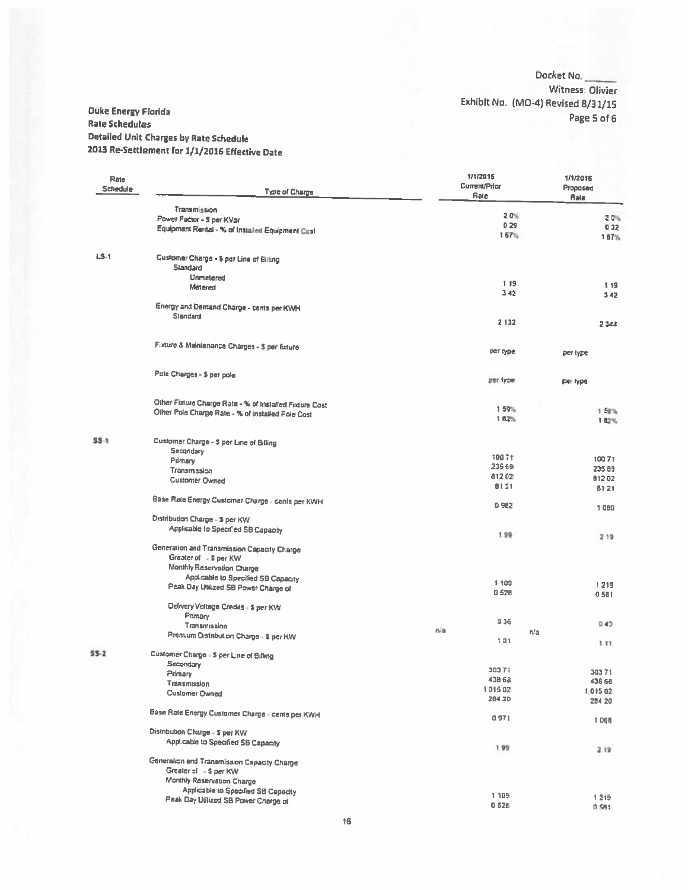Docket No. ______
Witness: Olivier
Exhibit No. (MO-4) Revised 8/31/15

Duke Energy Florida
Rate Schedules
Detailed Unit Charges by Rate Schedule
2013 Re-Settlement for 1/1/2016 Effective Date

| Rate Schedule | Type of Charge | 1/1/2015 Current/Prior Rate | 1/1/2016 Proposed Rate |
|---|---|---|---|
| | Transmission | 2.0% | 2.0% |
| | Power Factor - $ per KVar | 0.29 | 0.32 |
| | Equipment Rental - % of Installed Equipment Cost | 1.67% | 1.67% |
| LS-1 | Customer Charge - $ per Line of Billing | | |
| | Standard | | |
| | Unmetered | 1.19 | 1.19 |
| | Metered | 3.42 | 3.42 |
| | Energy and Demand Charge - cents per KWH | | |
| | Standard | 2.132 | 2.344 |
| | Fixture & Maintenance Charges - $ per fixture | per type | per type |
| | Pole Charges - $ per pole | per type | per type |
| | Other Fixture Charge Rate - % of Installed Fixture Cost | 1.59% | 1.59% |
| | Other Pole Charge Rate - % of Installed Pole Cost | 1.82% | 1.82% |
| SS-1 | Customer Charge - $ per Line of Billing | | |
| | Secondary | 100.71 | 100.71 |
| | Primary | 235.69 | 235.69 |
| | Transmission | 812.02 | 812.02 |
| | Customer Owned | 81.21 | 81.21 |
| | Base Rate Energy Customer Charge - cents per KWH | 0.982 | 1.080 |
| | Distribution Charge - $ per KW | | |
| | Applicable to Specified SB Capacity | 1.99 | 2.19 |
| | Generation and Transmission Capacity Charge | | |
| | Greater of: - $ per KW | | |
| | Monthly Reservation Charge | | |
| | Applicable to Specified SB Capacity | 1.109 | 1.219 |
| | Peak Day Utilized SB Power Charge of | 0.528 | 0.581 |
| | Delivery Voltage Credits - $ per KW | | |
| | Primary | 0.36 | 0.40 |
| | Transmission | n/a | n/a |
| | Premium Distribution Charge - $ per KW | 1.01 | 1.11 |
| SS-2 | Customer Charge - $ per Line of Billing | | |
| | Secondary | 303.71 | 303.71 |
| | Primary | 438.68 | 438.68 |
| | Transmission | 1,015.02 | 1,015.02 |
| | Customer Owned | 284.20 | 284.20 |
| | Base Rate Energy Customer Charge - cents per KWH | 0.971 | 1.068 |
| | Distribution Charge - $ per KW | | |
| | Applicable to Specified SB Capacity | 1.99 | 2.19 |
| | Generation and Transmission Capacity Charge | | |
| | Greater of: - $ per KW | | |
| | Monthly Reservation Charge | | |
| | Applicable to Specified SB Capacity | 1.109 | 1.219 |
| | Peak Day Utilized SB Power Charge of | 0.528 | 0.581 |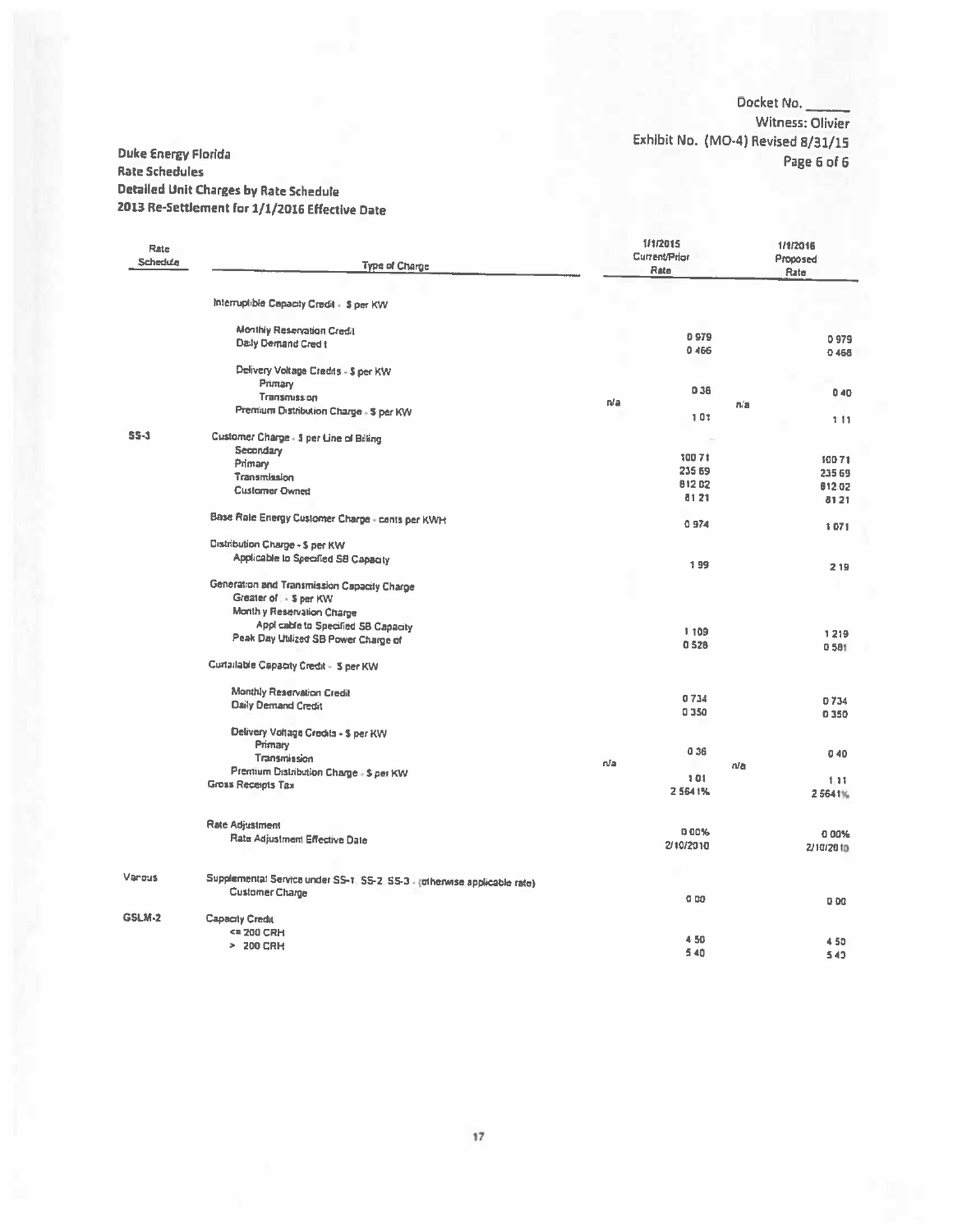Docket No. ______
Witness: Olivier
Exhibit No. (MO-4) Revised 8/31/15

Duke Energy Florida
Rate Schedules
Detailed Unit Charges by Rate Schedule
2013 Re-Settlement for 1/1/2016 Effective Date

| Rate Schedule | Type of Charge | | 1/1/2015 Current/Prior Rate | | 1/1/2016 Proposed Rate |
|---|---|---|---|---|---|
| | Interruptible Capacity Credit - $ per KW | | | | |
| | Monthly Reservation Credit | | 0.979 | | 0.979 |
| | Daily Demand Credit | | 0.466 | | 0.466 |
| | Delivery Voltage Credits - $ per KW | | | | |
| | Primary | | 0.36 | | 0.40 |
| | Transmission | n/a | | n/a | |
| | Premium Distribution Charge - $ per KW | | 1.01 | | 1.11 |
| SS-3 | Customer Charge - $ per Line of Billing | | | | |
| | Secondary | | 100.71 | | 100.71 |
| | Primary | | 235.69 | | 235.69 |
| | Transmission | | 812.02 | | 812.02 |
| | Customer Owned | | 81.21 | | 81.21 |
| | Base Rate Energy Customer Charge - cents per KWH | | 0.974 | | 1.071 |
| | Distribution Charge - $ per KW | | | | |
| | Applicable to Specified SB Capacity | | 1.99 | | 2.19 |
| | Generation and Transmission Capacity Charge | | | | |
| | Greater of: - $ per KW | | | | |
| | Monthly Reservation Charge | | | | |
| | Applicable to Specified SB Capacity | | 1.109 | | 1.219 |
| | Peak Day Utilized SB Power Charge of | | 0.528 | | 0.581 |
| | Curtailable Capacity Credit - $ per KW | | | | |
| | Monthly Reservation Credit | | 0.734 | | 0.734 |
| | Daily Demand Credit | | 0.350 | | 0.350 |
| | Delivery Voltage Credits - $ per KW | | | | |
| | Primary | | 0.36 | | 0.40 |
| | Transmission | n/a | | n/a | |
| | Premium Distribution Charge - $ per KW | | 1.01 | | 1.11 |
| | Gross Receipts Tax | | 2.5641% | | 2.5641% |
| | Rate Adjustment | | 0.00% | | 0.00% |
| | Rate Adjustment Effective Date | | 2/10/2010 | | 2/10/2010 |
| Various | Supplemental Service under SS-1, SS-2, SS-3 - (otherwise applicable rate) | | | | |
| | Customer Charge | | 0.00 | | 0.00 |
| GSLM-2 | Capacity Credit | | | | |
| | <= 200 CRH | | 4.50 | | 4.50 |
| | > 200 CRH | | 5.40 | | 5.40 |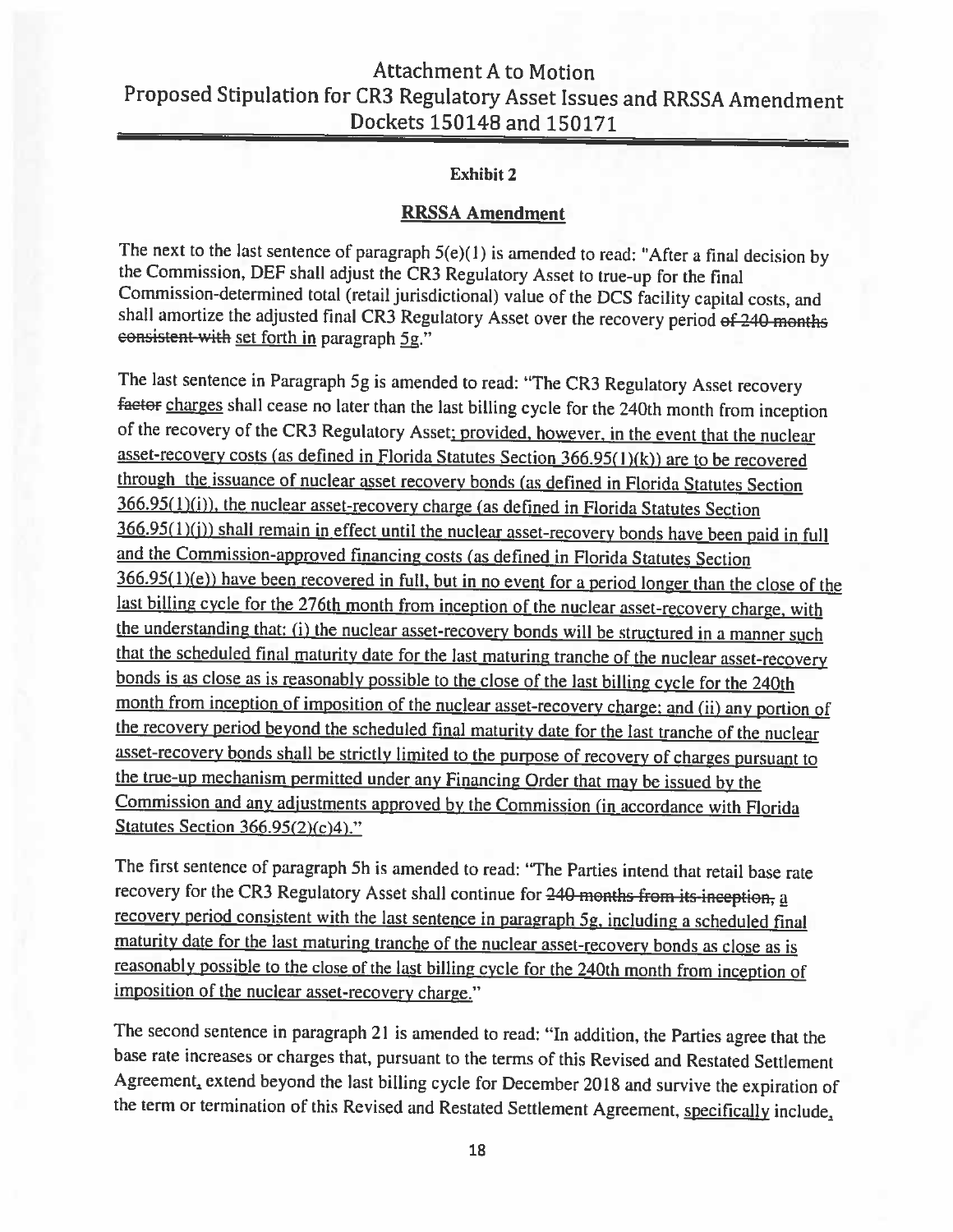**Exhibit 2**

**<u>RRSSA Amendment</u>**

The next to the last sentence of paragraph 5(e)(1) is amended to read: "After a final decision by the Commission, DEF shall adjust the CR3 Regulatory Asset to true-up for the final Commission-determined total (retail jurisdictional) value of the DCS facility capital costs, and shall amortize the adjusted final CR3 Regulatory Asset over the recovery period ~~of 240 months consistent with~~ <u>set forth in</u> paragraph <u>5g</u>."

The last sentence in Paragraph 5g is amended to read: "The CR3 Regulatory Asset recovery ~~factor~~ <u>charges</u> shall cease no later than the last billing cycle for the 240th month from inception of the recovery of the CR3 Regulatory Asset<u>; provided, however, in the event that the nuclear asset-recovery costs (as defined in Florida Statutes Section 366.95(1)(k)) are to be recovered through the issuance of nuclear asset recovery bonds (as defined in Florida Statutes Section 366.95(1)(i)), the nuclear asset-recovery charge (as defined in Florida Statutes Section 366.95(1)(j)) shall remain in effect until the nuclear asset-recovery bonds have been paid in full and the Commission-approved financing costs (as defined in Florida Statutes Section 366.95(1)(e)) have been recovered in full, but in no event for a period longer than the close of the last billing cycle for the 276th month from inception of the nuclear asset-recovery charge, with the understanding that: (i) the nuclear asset-recovery bonds will be structured in a manner such that the scheduled final maturity date for the last maturing tranche of the nuclear asset-recovery bonds is as close as is reasonably possible to the close of the last billing cycle for the 240th month from inception of imposition of the nuclear asset-recovery charge; and (ii) any portion of the recovery period beyond the scheduled final maturity date for the last tranche of the nuclear asset-recovery bonds shall be strictly limited to the purpose of recovery of charges pursuant to the true-up mechanism permitted under any Financing Order that may be issued by the Commission and any adjustments approved by the Commission (in accordance with Florida Statutes Section 366.95(2)(c)4).</u>"

The first sentence of paragraph 5h is amended to read: "The Parties intend that retail base rate recovery for the CR3 Regulatory Asset shall continue for ~~240 months from its inception,~~ <u>a recovery period consistent with the last sentence in paragraph 5g, including a scheduled final maturity date for the last maturing tranche of the nuclear asset-recovery bonds as close as is reasonably possible to the close of the last billing cycle for the 240th month from inception of imposition of the nuclear asset-recovery charge.</u>"

The second sentence in paragraph 21 is amended to read: "In addition, the Parties agree that the base rate increases or charges that, pursuant to the terms of this Revised and Restated Settlement Agreement<u>,</u> extend beyond the last billing cycle for December 2018 and survive the expiration of the term or termination of this Revised and Restated Settlement Agreement, <u>specifically</u> include<u>,</u>